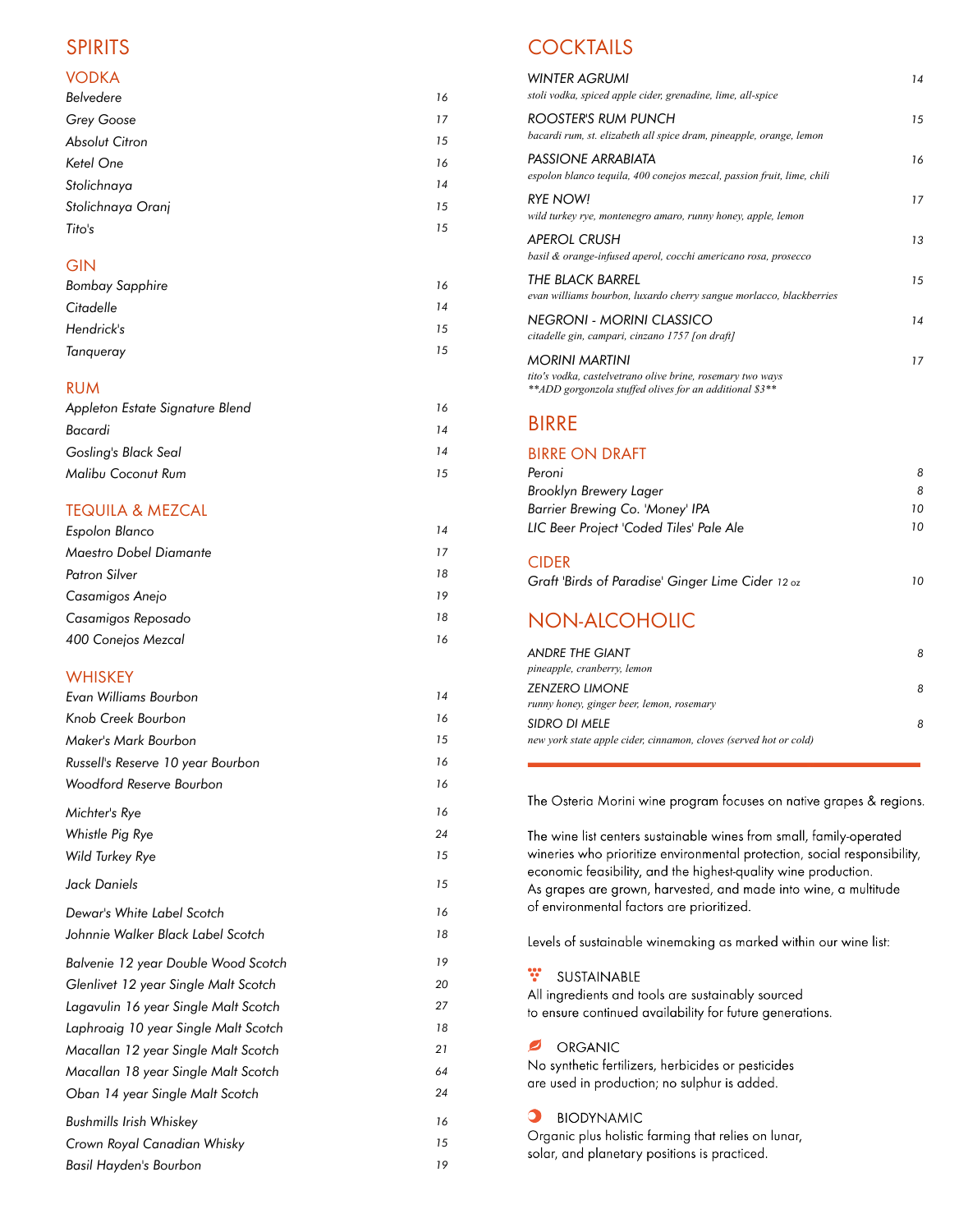# SPIRITS

## VODKA

| | |
|---|---|
| *Belvedere* | 16 |
| *Grey Goose* | 17 |
| *Absolut Citron* | 15 |
| *Ketel One* | 16 |
| *Stolichnaya* | 14 |
| *Stolichnaya Oranj* | 15 |
| *Tito's* | 15 |

## GIN

| | |
|---|---|
| *Bombay Sapphire* | 16 |
| *Citadelle* | 14 |
| *Hendrick's* | 15 |
| *Tanqueray* | 15 |

## RUM

| | |
|---|---|
| *Appleton Estate Signature Blend* | 16 |
| *Bacardi* | 14 |
| *Gosling's Black Seal* | 14 |
| *Malibu Coconut Rum* | 15 |

## TEQUILA & MEZCAL

| | |
|---|---|
| *Espolon Blanco* | 14 |
| *Maestro Dobel Diamante* | 17 |
| *Patron Silver* | 18 |
| *Casamigos Anejo* | 19 |
| *Casamigos Reposado* | 18 |
| *400 Conejos Mezcal* | 16 |

## WHISKEY

| | |
|---|---|
| *Evan Williams Bourbon* | 14 |
| *Knob Creek Bourbon* | 16 |
| *Maker's Mark Bourbon* | 15 |
| *Russell's Reserve 10 year Bourbon* | 16 |
| *Woodford Reserve Bourbon* | 16 |
| *Michter's Rye* | 16 |
| *Whistle Pig Rye* | 24 |
| *Wild Turkey Rye* | 15 |
| *Jack Daniels* | 15 |
| *Dewar's White Label Scotch* | 16 |
| *Johnnie Walker Black Label Scotch* | 18 |
| *Balvenie 12 year Double Wood Scotch* | 19 |
| *Glenlivet 12 year Single Malt Scotch* | 20 |
| *Lagavulin 16 year Single Malt Scotch* | 27 |
| *Laphroaig 10 year Single Malt Scotch* | 18 |
| *Macallan 12 year Single Malt Scotch* | 21 |
| *Macallan 18 year Single Malt Scotch* | 64 |
| *Oban 14 year Single Malt Scotch* | 24 |
| *Bushmills Irish Whiskey* | 16 |
| *Crown Royal Canadian Whisky* | 15 |
| *Basil Hayden's Bourbon* | 19 |

# COCKTAILS

*WINTER AGRUMI* — 14
*stoli vodka, spiced apple cider, grenadine, lime, all-spice*

*ROOSTER'S RUM PUNCH* — 15
*bacardi rum, st. elizabeth all spice dram, pineapple, orange, lemon*

*PASSIONE ARRABIATA* — 16
*espolon blanco tequila, 400 conejos mezcal, passion fruit, lime, chili*

*RYE NOW!* — 17
*wild turkey rye, montenegro amaro, runny honey, apple, lemon*

*APEROL CRUSH* — 13
*basil & orange-infused aperol, cocchi americano rosa, prosecco*

*THE BLACK BARREL* — 15
*evan williams bourbon, luxardo cherry sangue morlacco, blackberries*

*NEGRONI - MORINI CLASSICO* — 14
*citadelle gin, campari, cinzano 1757 [on draft]*

*MORINI MARTINI* — 17
*tito's vodka, castelvetrano olive brine, rosemary two ways*
*\*\*ADD gorgonzola stuffed olives for an additional $3\*\**

# BIRRE

## BIRRE ON DRAFT

| | |
|---|---|
| *Peroni* | 8 |
| *Brooklyn Brewery Lager* | 8 |
| *Barrier Brewing Co. 'Money' IPA* | 10 |
| *LIC Beer Project 'Coded Tiles' Pale Ale* | 10 |

## CIDER

| | |
|---|---|
| *Graft 'Birds of Paradise' Ginger Lime Cider* 12 oz | 10 |

# NON-ALCOHOLIC

*ANDRE THE GIANT* — 8
*pineapple, cranberry, lemon*

*ZENZERO LIMONE* — 8
*runny honey, ginger beer, lemon, rosemary*

*SIDRO DI MELE* — 8
*new york state apple cider, cinnamon, cloves (served hot or cold)*

---

The Osteria Morini wine program focuses on native grapes & regions.

The wine list centers sustainable wines from small, family-operated wineries who prioritize environmental protection, social responsibility, economic feasibility, and the highest-quality wine production. As grapes are grown, harvested, and made into wine, a multitude of environmental factors are prioritized.

Levels of sustainable winemaking as marked within our wine list:

**SUSTAINABLE**
All ingredients and tools are sustainably sourced to ensure continued availability for future generations.

**ORGANIC**
No synthetic fertilizers, herbicides or pesticides are used in production; no sulphur is added.

**BIODYNAMIC**
Organic plus holistic farming that relies on lunar, solar, and planetary positions is practiced.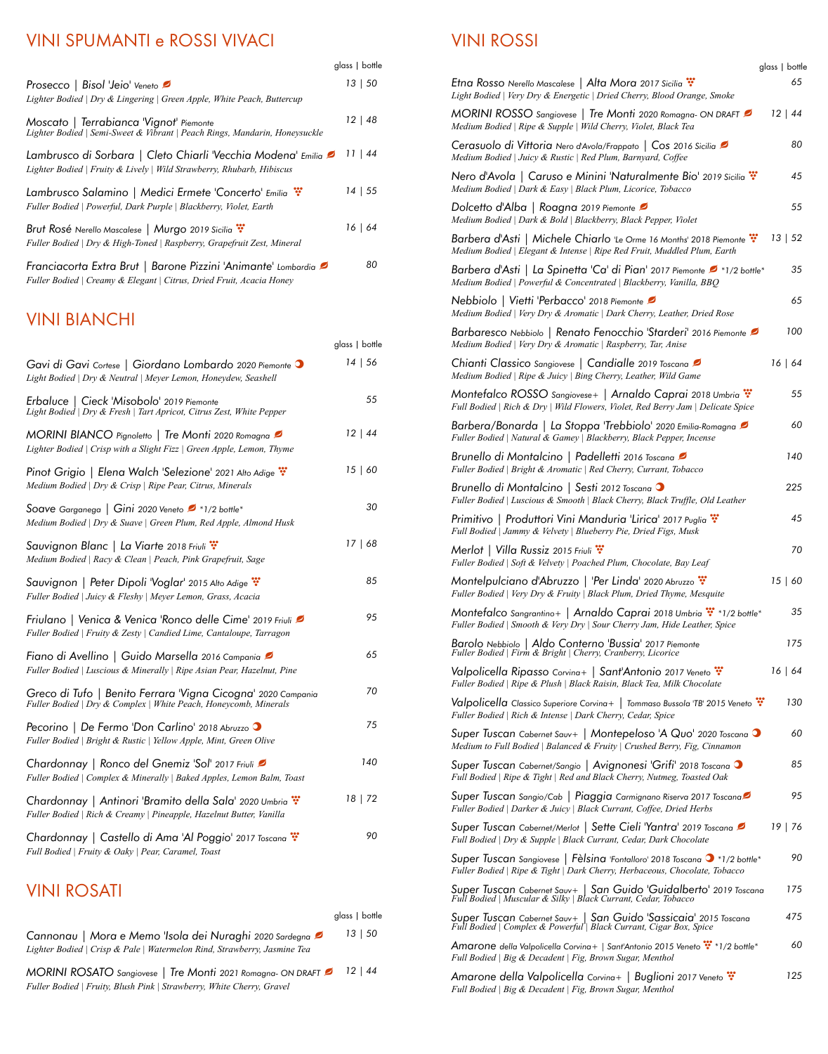## VINI SPUMANTI e ROSSI VIVACI

| | glass \| bottle |
|---|---|
| *Prosecco* \| *Bisol 'Jeio'* Veneto<br>*Lighter Bodied \| Dry & Lingering \| Green Apple, White Peach, Buttercup* | 13 \| 50 |
| *Moscato* \| *Terrabianca 'Vignot'* Piemonte<br>*Lighter Bodied \| Semi-Sweet & Vibrant \| Peach Rings, Mandarin, Honeysuckle* | 12 \| 48 |
| *Lambrusco di Sorbara* \| *Cleto Chiarli 'Vecchia Modena'* Emilia<br>*Lighter Bodied \| Fruity & Lively \| Wild Strawberry, Rhubarb, Hibiscus* | 11 \| 44 |
| *Lambrusco Salamino* \| *Medici Ermete 'Concerto'* Emilia<br>*Fuller Bodied \| Powerful, Dark Purple \| Blackberry, Violet, Earth* | 14 \| 55 |
| *Brut Rosé* Nerello Mascalese \| *Murgo* 2019 Sicilia<br>*Fuller Bodied \| Dry & High-Toned \| Raspberry, Grapefruit Zest, Mineral* | 16 \| 64 |
| *Franciacorta Extra Brut* \| *Barone Pizzini 'Animante'* Lombardia<br>*Fuller Bodied \| Creamy & Elegant \| Citrus, Dried Fruit, Acacia Honey* | 80 |

## VINI BIANCHI

| | glass \| bottle |
|---|---|
| *Gavi di Gavi* Cortese \| *Giordano Lombardo* 2020 Piemonte<br>*Light Bodied \| Dry & Neutral \| Meyer Lemon, Honeydew, Seashell* | 14 \| 56 |
| *Erbaluce* \| *Cieck 'Misobolo'* 2019 Piemonte<br>*Light Bodied \| Dry & Fresh \| Tart Apricot, Citrus Zest, White Pepper* | 55 |
| *MORINI BIANCO* Pignoletto \| *Tre Monti* 2020 Romagna<br>*Lighter Bodied \| Crisp with a Slight Fizz \| Green Apple, Lemon, Thyme* | 12 \| 44 |
| *Pinot Grigio* \| *Elena Walch 'Selezione'* 2021 Alto Adige<br>*Medium Bodied \| Dry & Crisp \| Ripe Pear, Citrus, Minerals* | 15 \| 60 |
| *Soave* Garganega \| *Gini* 2020 Veneto *1/2 bottle*<br>*Medium Bodied \| Dry & Suave \| Green Plum, Red Apple, Almond Husk* | 30 |
| *Sauvignon Blanc* \| *La Viarte* 2018 Friuli<br>*Medium Bodied \| Racy & Clean \| Peach, Pink Grapefruit, Sage* | 17 \| 68 |
| *Sauvignon* \| *Peter Dipoli 'Voglar'* 2015 Alto Adige<br>*Fuller Bodied \| Juicy & Fleshy \| Meyer Lemon, Grass, Acacia* | 85 |
| *Friulano* \| *Venica & Venica 'Ronco delle Cime'* 2019 Friuli<br>*Fuller Bodied \| Fruity & Zesty \| Candied Lime, Cantaloupe, Tarragon* | 95 |
| *Fiano di Avellino* \| *Guido Marsella* 2016 Campania<br>*Fuller Bodied \| Luscious & Minerally \| Ripe Asian Pear, Hazelnut, Pine* | 65 |
| *Greco di Tufo* \| *Benito Ferrara 'Vigna Cicogna'* 2020 Campania<br>*Fuller Bodied \| Dry & Complex \| White Peach, Honeycomb, Minerals* | 70 |
| *Pecorino* \| *De Fermo 'Don Carlino'* 2018 Abruzzo<br>*Fuller Bodied \| Bright & Rustic \| Yellow Apple, Mint, Green Olive* | 75 |
| *Chardonnay* \| *Ronco del Gnemiz 'Sol'* 2017 Friuli<br>*Fuller Bodied \| Complex & Minerally \| Baked Apples, Lemon Balm, Toast* | 140 |
| *Chardonnay* \| *Antinori 'Bramito della Sala'* 2020 Umbria<br>*Fuller Bodied \| Rich & Creamy \| Pineapple, Hazelnut Butter, Vanilla* | 18 \| 72 |
| *Chardonnay* \| *Castello di Ama 'Al Poggio'* 2017 Toscana<br>*Full Bodied \| Fruity & Oaky \| Pear, Caramel, Toast* | 90 |

## VINI ROSATI

| | glass \| bottle |
|---|---|
| *Cannonau* \| *Mora e Memo 'Isola dei Nuraghi'* 2020 Sardegna<br>*Lighter Bodied \| Crisp & Pale \| Watermelon Rind, Strawberry, Jasmine Tea* | 13 \| 50 |
| *MORINI ROSATO* Sangiovese \| *Tre Monti* 2021 Romagna- ON DRAFT<br>*Fuller Bodied \| Fruity, Blush Pink \| Strawberry, White Cherry, Gravel* | 12 \| 44 |

## VINI ROSSI

| | glass \| bottle |
|---|---|
| *Etna Rosso* Nerello Mascalese \| *Alta Mora* 2017 Sicilia<br>*Light Bodied \| Very Dry & Energetic \| Dried Cherry, Blood Orange, Smoke* | 65 |
| *MORINI ROSSO* Sangiovese \| *Tre Monti* 2020 Romagna- ON DRAFT<br>*Medium Bodied \| Ripe & Supple \| Wild Cherry, Violet, Black Tea* | 12 \| 44 |
| *Cerasuolo di Vittoria* Nero d'Avola/Frappato \| *Cos* 2016 Sicilia<br>*Medium Bodied \| Juicy & Rustic \| Red Plum, Barnyard, Coffee* | 80 |
| *Nero d'Avola* \| *Caruso e Minini 'Naturalmente Bio'* 2019 Sicilia<br>*Medium Bodied \| Dark & Easy \| Black Plum, Licorice, Tobacco* | 45 |
| *Dolcetto d'Alba* \| *Roagna* 2019 Piemonte<br>*Medium Bodied \| Dark & Bold \| Blackberry, Black Pepper, Violet* | 55 |
| *Barbera d'Asti* \| *Michele Chiarlo* 'Le Orme 16 Months' 2018 Piemonte<br>*Medium Bodied \| Elegant & Intense \| Ripe Red Fruit, Muddled Plum, Earth* | 13 \| 52 |
| *Barbera d'Asti* \| *La Spinetta 'Ca' di Pian'* 2017 Piemonte *1/2 bottle*<br>*Medium Bodied \| Powerful & Concentrated \| Blackberry, Vanilla, BBQ* | 35 |
| *Nebbiolo* \| *Vietti 'Perbacco'* 2018 Piemonte<br>*Medium Bodied \| Very Dry & Aromatic \| Dark Cherry, Leather, Dried Rose* | 65 |
| *Barbaresco* Nebbiolo \| *Renato Fenocchio 'Starderi'* 2016 Piemonte<br>*Medium Bodied \| Very Dry & Aromatic \| Raspberry, Tar, Anise* | 100 |
| *Chianti Classico* Sangiovese \| *Candialle* 2019 Toscana<br>*Medium Bodied \| Ripe & Juicy \| Bing Cherry, Leather, Wild Game* | 16 \| 64 |
| *Montefalco ROSSO* Sangiovese+ \| *Arnaldo Caprai* 2018 Umbria<br>*Full Bodied \| Rich & Dry \| Wild Flowers, Violet, Red Berry Jam \| Delicate Spice* | 55 |
| *Barbera/Bonarda* \| *La Stoppa 'Trebbiolo'* 2020 Emilia-Romagna<br>*Fuller Bodied \| Natural & Gamey \| Blackberry, Black Pepper, Incense* | 60 |
| *Brunello di Montalcino* \| *Padelletti* 2016 Toscana<br>*Fuller Bodied \| Bright & Aromatic \| Red Cherry, Currant, Tobacco* | 140 |
| *Brunello di Montalcino* \| *Sesti* 2012 Toscana<br>*Fuller Bodied \| Luscious & Smooth \| Black Cherry, Black Truffle, Old Leather* | 225 |
| *Primitivo* \| *Produttori Vini Manduria 'Lirica'* 2017 Puglia<br>*Full Bodied \| Jammy & Velvety \| Blueberry Pie, Dried Figs, Musk* | 45 |
| *Merlot* \| *Villa Russiz* 2015 Friuli<br>*Fuller Bodied \| Soft & Velvety \| Poached Plum, Chocolate, Bay Leaf* | 70 |
| *Montelpulciano d'Abruzzo* \| *'Per Linda'* 2020 Abruzzo<br>*Fuller Bodied \| Very Dry & Fruity \| Black Plum, Dried Thyme, Mesquite* | 15 \| 60 |
| *Montefalco* Sangrantino+ \| *Arnaldo Caprai* 2018 Umbria *1/2 bottle*<br>*Fuller Bodied \| Smooth & Very Dry \| Sour Cherry Jam, Hide Leather, Spice* | 35 |
| *Barolo* Nebbiolo \| *Aldo Conterno 'Bussia'* 2017 Piemonte<br>*Fuller Bodied \| Firm & Bright \| Cherry, Cranberry, Licorice* | 175 |
| *Valpolicella Ripasso* Corvina+ \| *Sant'Antonio* 2017 Veneto<br>*Fuller Bodied \| Ripe & Plush \| Black Raisin, Black Tea, Milk Chocolate* | 16 \| 64 |
| *Valpolicella* Classico Superiore Corvina+ \| Tommaso Bussola 'TB' 2015 Veneto<br>*Fuller Bodied \| Rich & Intense \| Dark Cherry, Cedar, Spice* | 130 |
| *Super Tuscan* Cabernet Sauv+ \| *Montepeloso 'A Quo'* 2020 Toscana<br>*Medium to Full Bodied \| Balanced & Fruity \| Crushed Berry, Fig, Cinnamon* | 60 |
| *Super Tuscan* Cabernet/Sangio \| *Avignonesi 'Grifi'* 2018 Toscana<br>*Full Bodied \| Ripe & Tight \| Red and Black Cherry, Nutmeg, Toasted Oak* | 85 |
| *Super Tuscan* Sangio/Cab \| *Piaggia* Carmignano Riserva 2017 Toscana<br>*Fuller Bodied \| Darker & Juicy \| Black Currant, Coffee, Dried Herbs* | 95 |
| *Super Tuscan* Cabernet/Merlot \| *Sette Cieli 'Yantra'* 2019 Toscana<br>*Full Bodied \| Dry & Supple \| Black Currant, Cedar, Dark Chocolate* | 19 \| 76 |
| *Super Tuscan* Sangiovese \| *Fèlsina* 'Fontalloro' 2018 Toscana *1/2 bottle*<br>*Fuller Bodied \| Ripe & Tight \| Dark Cherry, Herbaceous, Chocolate, Tobacco* | 90 |
| *Super Tuscan* Cabernet Sauv+ \| *San Guido 'Guidalberto'* 2019 Toscana<br>*Full Bodied \| Muscular & Silky \| Black Currant, Cedar, Tobacco* | 175 |
| *Super Tuscan* Cabernet Sauv+ \| *San Guido 'Sassicaia'* 2015 Toscana<br>*Full Bodied \| Complex & Powerful \| Black Currant, Cigar Box, Spice* | 475 |
| *Amarone* della Valpolicella Corvina+ \| Sant'Antonio 2015 Veneto *1/2 bottle*<br>*Full Bodied \| Big & Decadent \| Fig, Brown Sugar, Menthol* | 60 |
| *Amarone della Valpolicella* Corvina+ \| *Buglioni* 2017 Veneto<br>*Full Bodied \| Big & Decadent \| Fig, Brown Sugar, Menthol* | 125 |